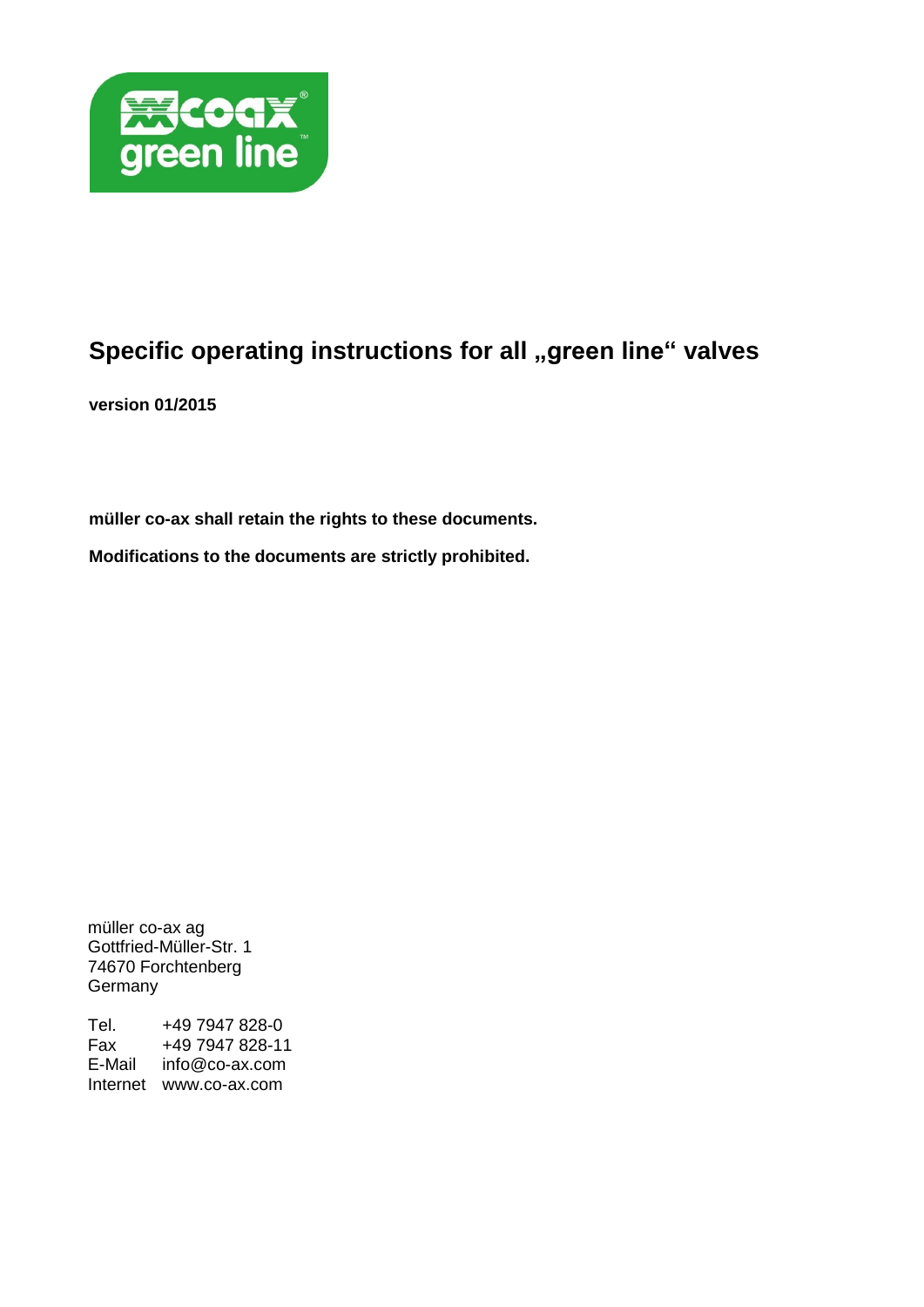# Specific operating instructions for all „green line“ valves

**version 01/2015**

**müller co-ax shall retain the rights to these documents.**

**Modifications to the documents are strictly prohibited.**

müller co-ax ag
Gottfried-Müller-Str. 1
74670 Forchtenberg
Germany

Tel. +49 7947 828-0
Fax +49 7947 828-11
E-Mail info@co-ax.com
Internet www.co-ax.com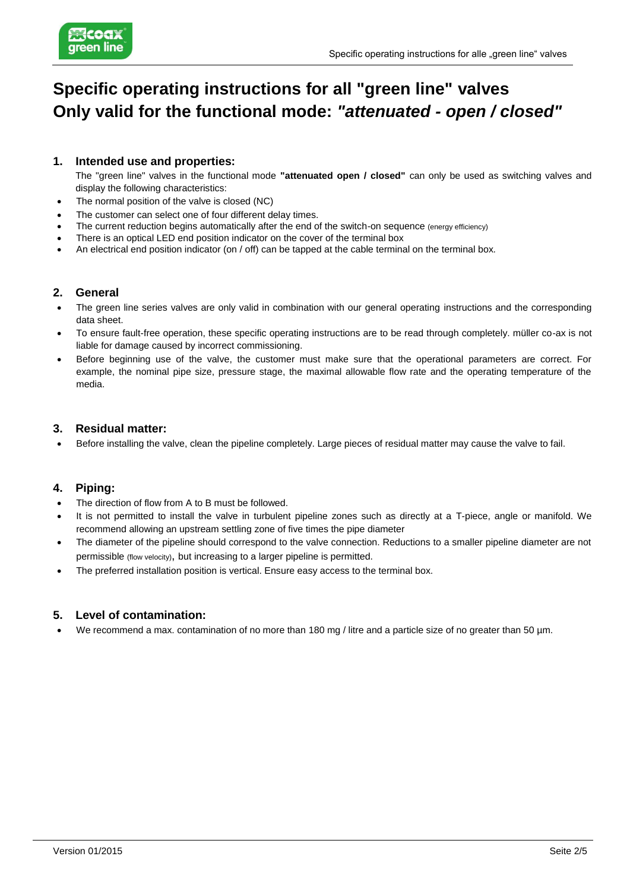# Specific operating instructions for all "green line" valves
# Only valid for the functional mode: *"attenuated - open / closed"*

## 1. Intended use and properties:

The "green line" valves in the functional mode **"attenuated open / closed"** can only be used as switching valves and display the following characteristics:

- The normal position of the valve is closed (NC)
- The customer can select one of four different delay times.
- The current reduction begins automatically after the end of the switch-on sequence (energy efficiency)
- There is an optical LED end position indicator on the cover of the terminal box
- An electrical end position indicator (on / off) can be tapped at the cable terminal on the terminal box.

## 2. General

- The green line series valves are only valid in combination with our general operating instructions and the corresponding data sheet.
- To ensure fault-free operation, these specific operating instructions are to be read through completely. müller co-ax is not liable for damage caused by incorrect commissioning.
- Before beginning use of the valve, the customer must make sure that the operational parameters are correct. For example, the nominal pipe size, pressure stage, the maximal allowable flow rate and the operating temperature of the media.

## 3. Residual matter:

- Before installing the valve, clean the pipeline completely. Large pieces of residual matter may cause the valve to fail.

## 4. Piping:

- The direction of flow from A to B must be followed.
- It is not permitted to install the valve in turbulent pipeline zones such as directly at a T-piece, angle or manifold. We recommend allowing an upstream settling zone of five times the pipe diameter
- The diameter of the pipeline should correspond to the valve connection. Reductions to a smaller pipeline diameter are not permissible (flow velocity), but increasing to a larger pipeline is permitted.
- The preferred installation position is vertical. Ensure easy access to the terminal box.

## 5. Level of contamination:

- We recommend a max. contamination of no more than 180 mg / litre and a particle size of no greater than 50 µm.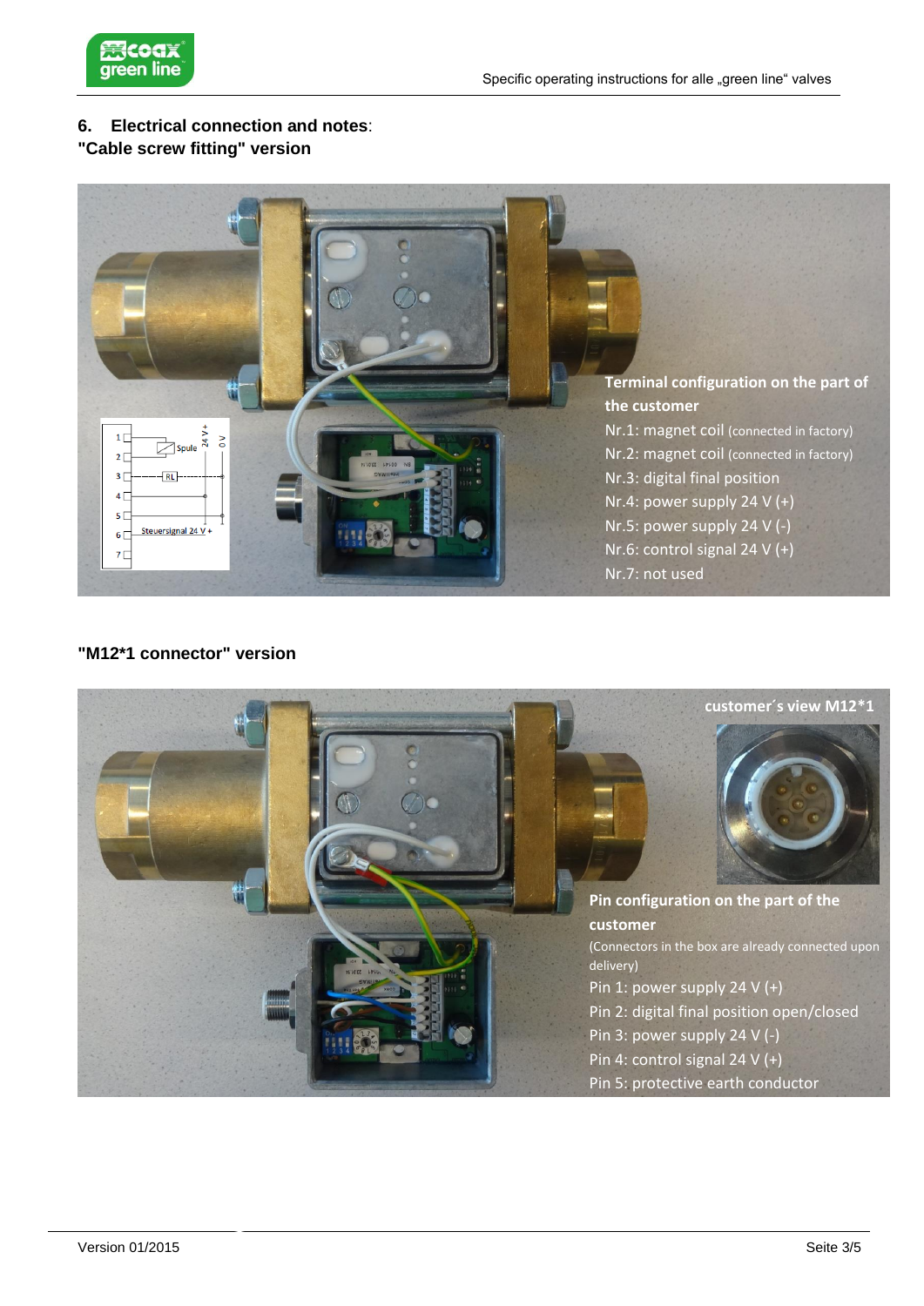## 6. Electrical connection and notes:

### "Cable screw fitting" version

**Terminal configuration on the part of the customer**

Nr.1: magnet coil (connected in factory)
Nr.2: magnet coil (connected in factory)
Nr.3: digital final position
Nr.4: power supply 24 V (+)
Nr.5: power supply 24 V (-)
Nr.6: control signal 24 V (+)
Nr.7: not used

### "M12*1 connector" version

**customer´s view M12*1**

**Pin configuration on the part of the customer**

(Connectors in the box are already connected upon delivery)

Pin 1: power supply 24 V (+)
Pin 2: digital final position open/closed
Pin 3: power supply 24 V (-)
Pin 4: control signal 24 V (+)
Pin 5: protective earth conductor

Version 01/2015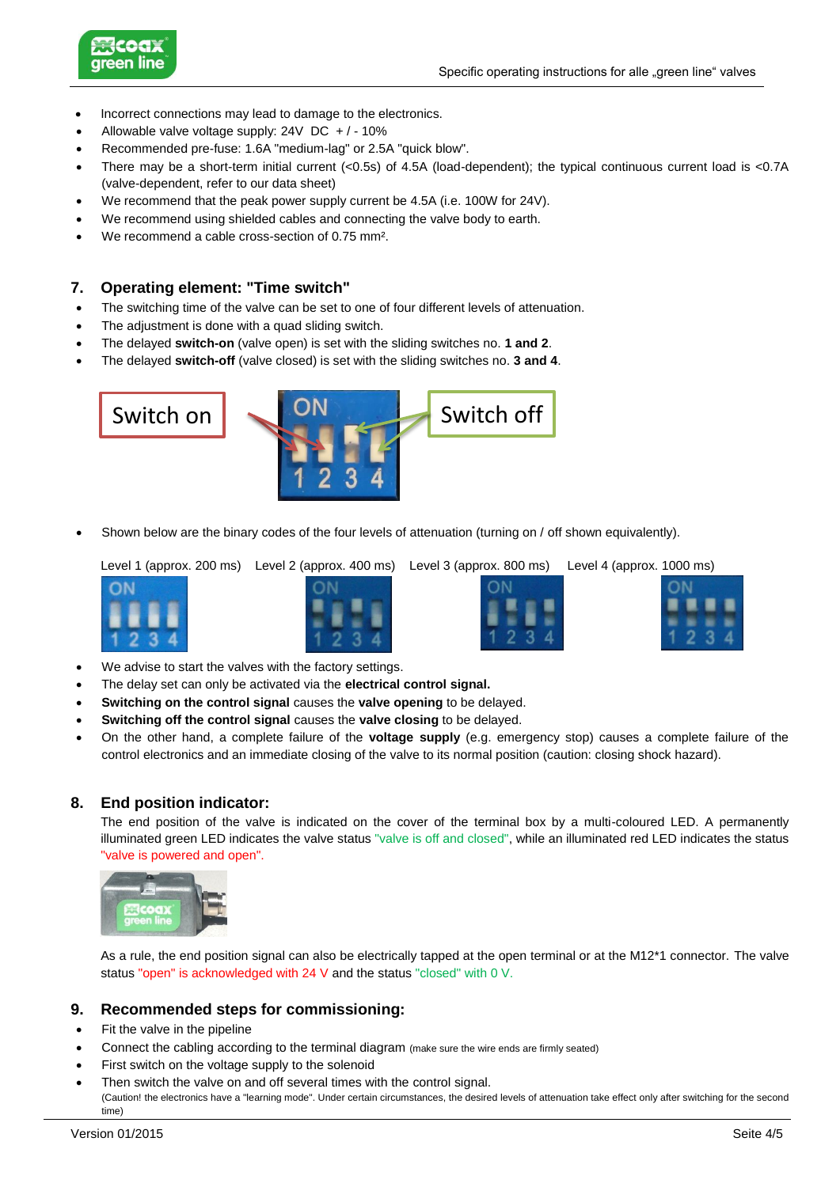- Incorrect connections may lead to damage to the electronics.
- Allowable valve voltage supply: 24V DC + / - 10%
- Recommended pre-fuse: 1.6A "medium-lag" or 2.5A "quick blow".
- There may be a short-term initial current (<0.5s) of 4.5A (load-dependent); the typical continuous current load is <0.7A (valve-dependent, refer to our data sheet)
- We recommend that the peak power supply current be 4.5A (i.e. 100W for 24V).
- We recommend using shielded cables and connecting the valve body to earth.
- We recommend a cable cross-section of 0.75 mm².

## 7. Operating element: "Time switch"

- The switching time of the valve can be set to one of four different levels of attenuation.
- The adjustment is done with a quad sliding switch.
- The delayed **switch-on** (valve open) is set with the sliding switches no. **1 and 2**.
- The delayed **switch-off** (valve closed) is set with the sliding switches no. **3 and 4**.

Switch on

Switch off

- Shown below are the binary codes of the four levels of attenuation (turning on / off shown equivalently).

Level 1 (approx. 200 ms) Level 2 (approx. 400 ms) Level 3 (approx. 800 ms) Level 4 (approx. 1000 ms)

- We advise to start the valves with the factory settings.
- The delay set can only be activated via the **electrical control signal.**
- **Switching on the control signal** causes the **valve opening** to be delayed.
- **Switching off the control signal** causes the **valve closing** to be delayed.
- On the other hand, a complete failure of the **voltage supply** (e.g. emergency stop) causes a complete failure of the control electronics and an immediate closing of the valve to its normal position (caution: closing shock hazard).

## 8. End position indicator:

The end position of the valve is indicated on the cover of the terminal box by a multi-coloured LED. A permanently illuminated green LED indicates the valve status "valve is off and closed", while an illuminated red LED indicates the status "valve is powered and open".

As a rule, the end position signal can also be electrically tapped at the open terminal or at the M12*1 connector. The valve status "open" is acknowledged with 24 V and the status "closed" with 0 V.

## 9. Recommended steps for commissioning:

- Fit the valve in the pipeline
- Connect the cabling according to the terminal diagram (make sure the wire ends are firmly seated)
- First switch on the voltage supply to the solenoid
- Then switch the valve on and off several times with the control signal.
  (Caution! the electronics have a "learning mode". Under certain circumstances, the desired levels of attenuation take effect only after switching for the second time)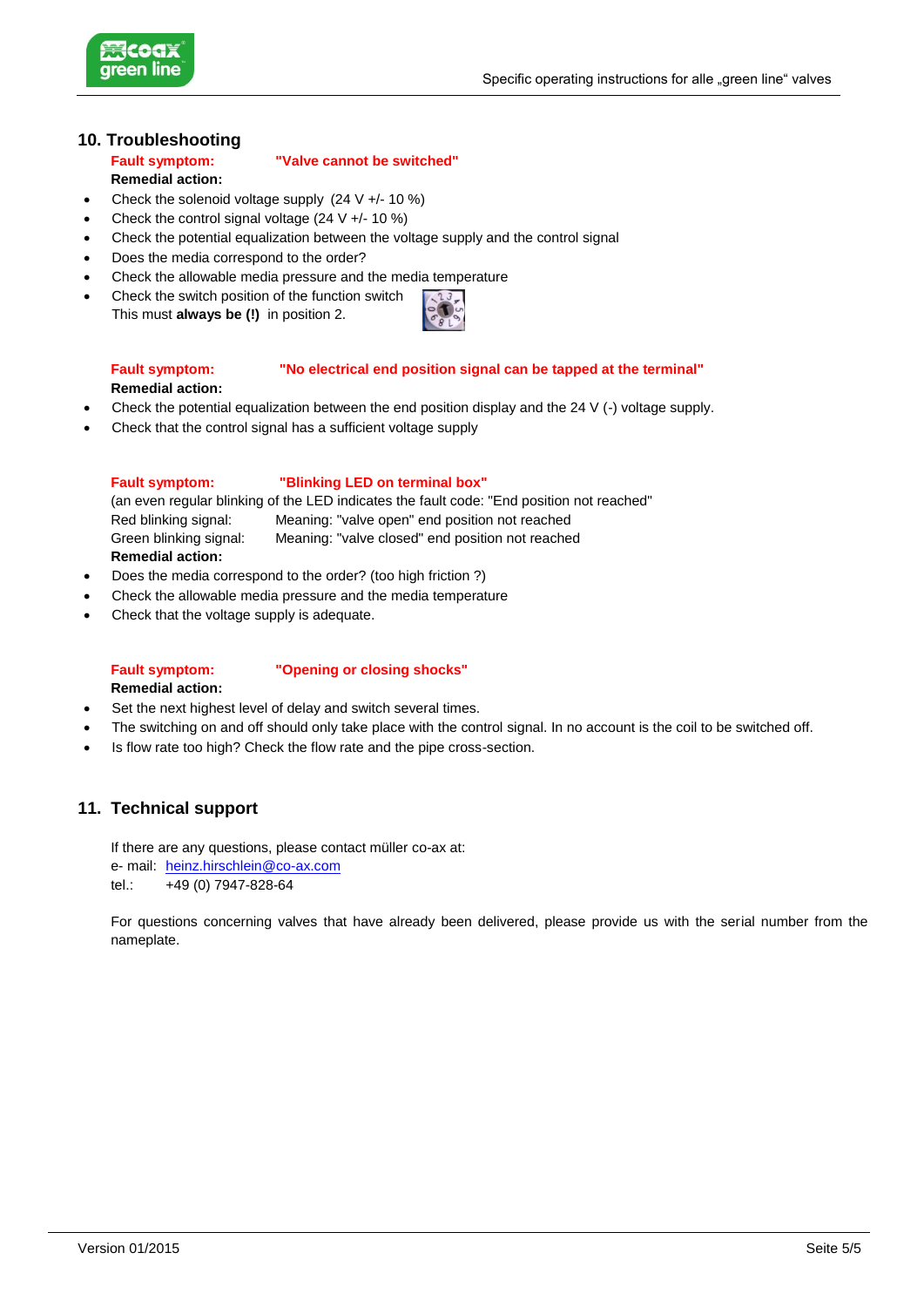## 10. Troubleshooting

**Fault symptom: "Valve cannot be switched"**

**Remedial action:**

- Check the solenoid voltage supply (24 V +/- 10 %)
- Check the control signal voltage (24 V +/- 10 %)
- Check the potential equalization between the voltage supply and the control signal
- Does the media correspond to the order?
- Check the allowable media pressure and the media temperature
- Check the switch position of the function switch
  This must **always be (!)** in position 2.

**Fault symptom: "No electrical end position signal can be tapped at the terminal"**

**Remedial action:**

- Check the potential equalization between the end position display and the 24 V (-) voltage supply.
- Check that the control signal has a sufficient voltage supply

**Fault symptom: "Blinking LED on terminal box"**

(an even regular blinking of the LED indicates the fault code: "End position not reached"

Red blinking signal: Meaning: "valve open" end position not reached

Green blinking signal: Meaning: "valve closed" end position not reached

**Remedial action:**

- Does the media correspond to the order? (too high friction ?)
- Check the allowable media pressure and the media temperature
- Check that the voltage supply is adequate.

**Fault symptom: "Opening or closing shocks"**

**Remedial action:**

- Set the next highest level of delay and switch several times.
- The switching on and off should only take place with the control signal. In no account is the coil to be switched off.
- Is flow rate too high? Check the flow rate and the pipe cross-section.

## 11. Technical support

If there are any questions, please contact müller co-ax at:

e- mail: heinz.hirschlein@co-ax.com

tel.: +49 (0) 7947-828-64

For questions concerning valves that have already been delivered, please provide us with the serial number from the nameplate.